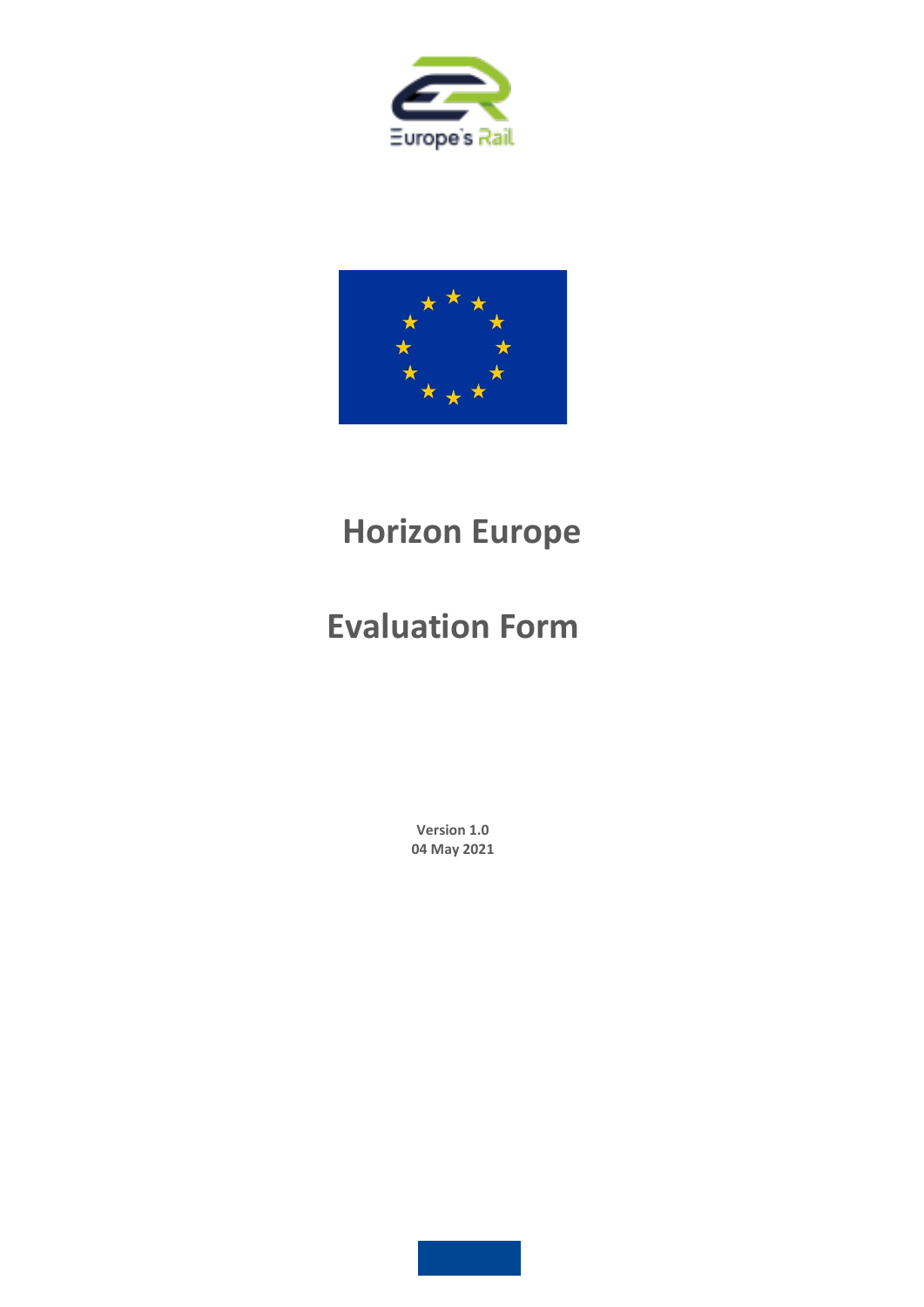# Horizon Europe

# Evaluation Form

**Version 1.0**
**04 May 2021**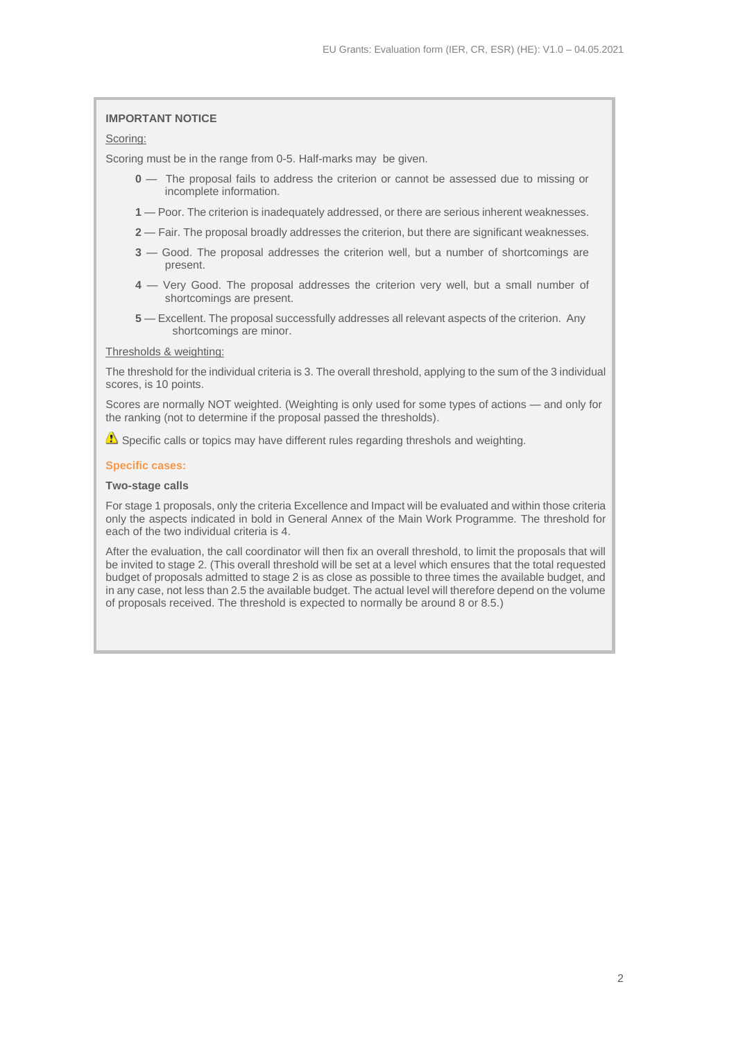**IMPORTANT NOTICE**

Scoring:

Scoring must be in the range from 0-5. Half-marks may be given.

- **0** — The proposal fails to address the criterion or cannot be assessed due to missing or incomplete information.
- **1** — Poor. The criterion is inadequately addressed, or there are serious inherent weaknesses.
- **2** — Fair. The proposal broadly addresses the criterion, but there are significant weaknesses.
- **3** — Good. The proposal addresses the criterion well, but a number of shortcomings are present.
- **4** — Very Good. The proposal addresses the criterion very well, but a small number of shortcomings are present.
- **5** — Excellent. The proposal successfully addresses all relevant aspects of the criterion. Any shortcomings are minor.

Thresholds & weighting:

The threshold for the individual criteria is 3. The overall threshold, applying to the sum of the 3 individual scores, is 10 points.

Scores are normally NOT weighted. (Weighting is only used for some types of actions — and only for the ranking (not to determine if the proposal passed the thresholds).

⚠ Specific calls or topics may have different rules regarding threshols and weighting.

**Specific cases:**

**Two-stage calls**

For stage 1 proposals, only the criteria Excellence and Impact will be evaluated and within those criteria only the aspects indicated in bold in General Annex of the Main Work Programme. The threshold for each of the two individual criteria is 4.

After the evaluation, the call coordinator will then fix an overall threshold, to limit the proposals that will be invited to stage 2. (This overall threshold will be set at a level which ensures that the total requested budget of proposals admitted to stage 2 is as close as possible to three times the available budget, and in any case, not less than 2.5 the available budget. The actual level will therefore depend on the volume of proposals received. The threshold is expected to normally be around 8 or 8.5.)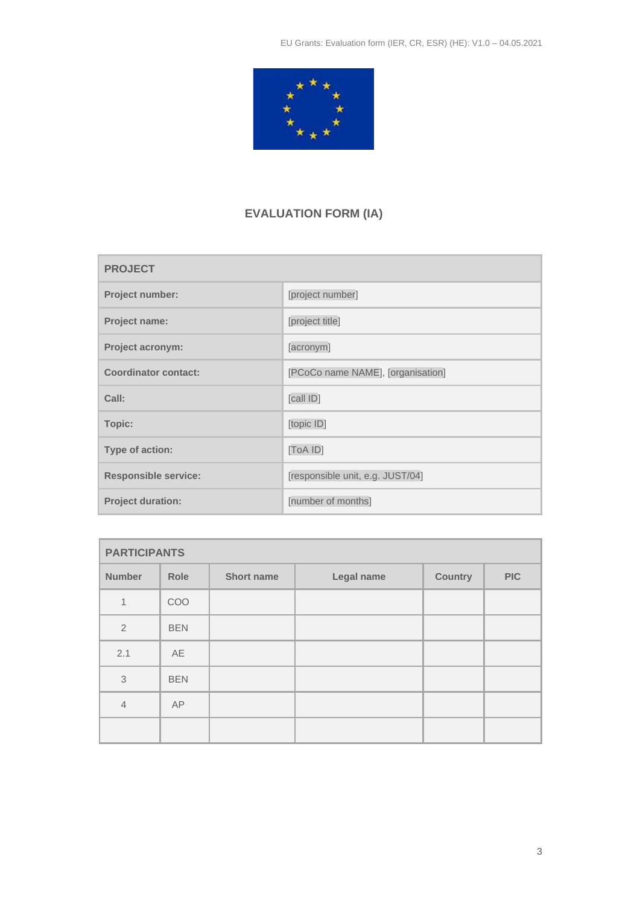## EVALUATION FORM (IA)

| PROJECT | |
|---|---|
| **Project number:** | [project number] |
| **Project name:** | [project title] |
| **Project acronym:** | [acronym] |
| **Coordinator contact:** | [PCoCo name NAME], [organisation] |
| **Call:** | [call ID] |
| **Topic:** | [topic ID] |
| **Type of action:** | [ToA ID] |
| **Responsible service:** | [responsible unit, e.g. JUST/04] |
| **Project duration:** | [number of months] |

| PARTICIPANTS | | | | | |
|---|---|---|---|---|---|
| **Number** | **Role** | **Short name** | **Legal name** | **Country** | **PIC** |
| 1 | COO | | | | |
| 2 | BEN | | | | |
| 2.1 | AE | | | | |
| 3 | BEN | | | | |
| 4 | AP | | | | |
| | | | | | |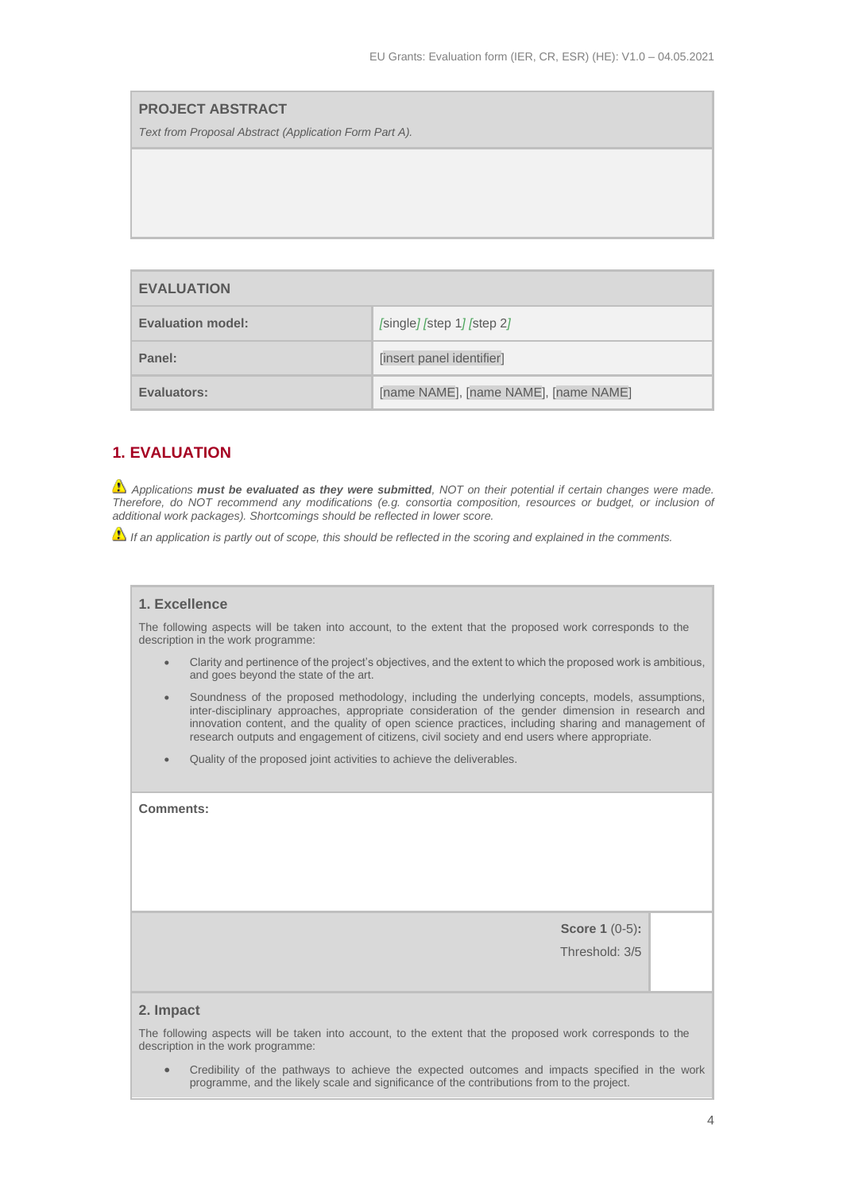| PROJECT ABSTRACT |
| --- |
| *Text from Proposal Abstract (Application Form Part A).* |
| |

| EVALUATION | |
| --- | --- |
| **Evaluation model:** | *[*single*]* *[*step 1*]* *[*step 2*]* |
| **Panel:** | [insert panel identifier] |
| **Evaluators:** | [name NAME], [name NAME], [name NAME] |

## 1. EVALUATION

⚠ *Applications **must be evaluated as they were submitted**, NOT on their potential if certain changes were made. Therefore, do NOT recommend any modifications (e.g. consortia composition, resources or budget, or inclusion of additional work packages). Shortcomings should be reflected in lower score.*

⚠ *If an application is partly out of scope, this should be reflected in the scoring and explained in the comments.*

### 1. Excellence

The following aspects will be taken into account, to the extent that the proposed work corresponds to the description in the work programme:

- Clarity and pertinence of the project's objectives, and the extent to which the proposed work is ambitious, and goes beyond the state of the art.
- Soundness of the proposed methodology, including the underlying concepts, models, assumptions, inter-disciplinary approaches, appropriate consideration of the gender dimension in research and innovation content, and the quality of open science practices, including sharing and management of research outputs and engagement of citizens, civil society and end users where appropriate.
- Quality of the proposed joint activities to achieve the deliverables.

**Comments:**

| | |
| --- | --- |
| **Score 1** (0-5)**:**<br>Threshold: 3/5 | |

### 2. Impact

The following aspects will be taken into account, to the extent that the proposed work corresponds to the description in the work programme:

- Credibility of the pathways to achieve the expected outcomes and impacts specified in the work programme, and the likely scale and significance of the contributions from to the project.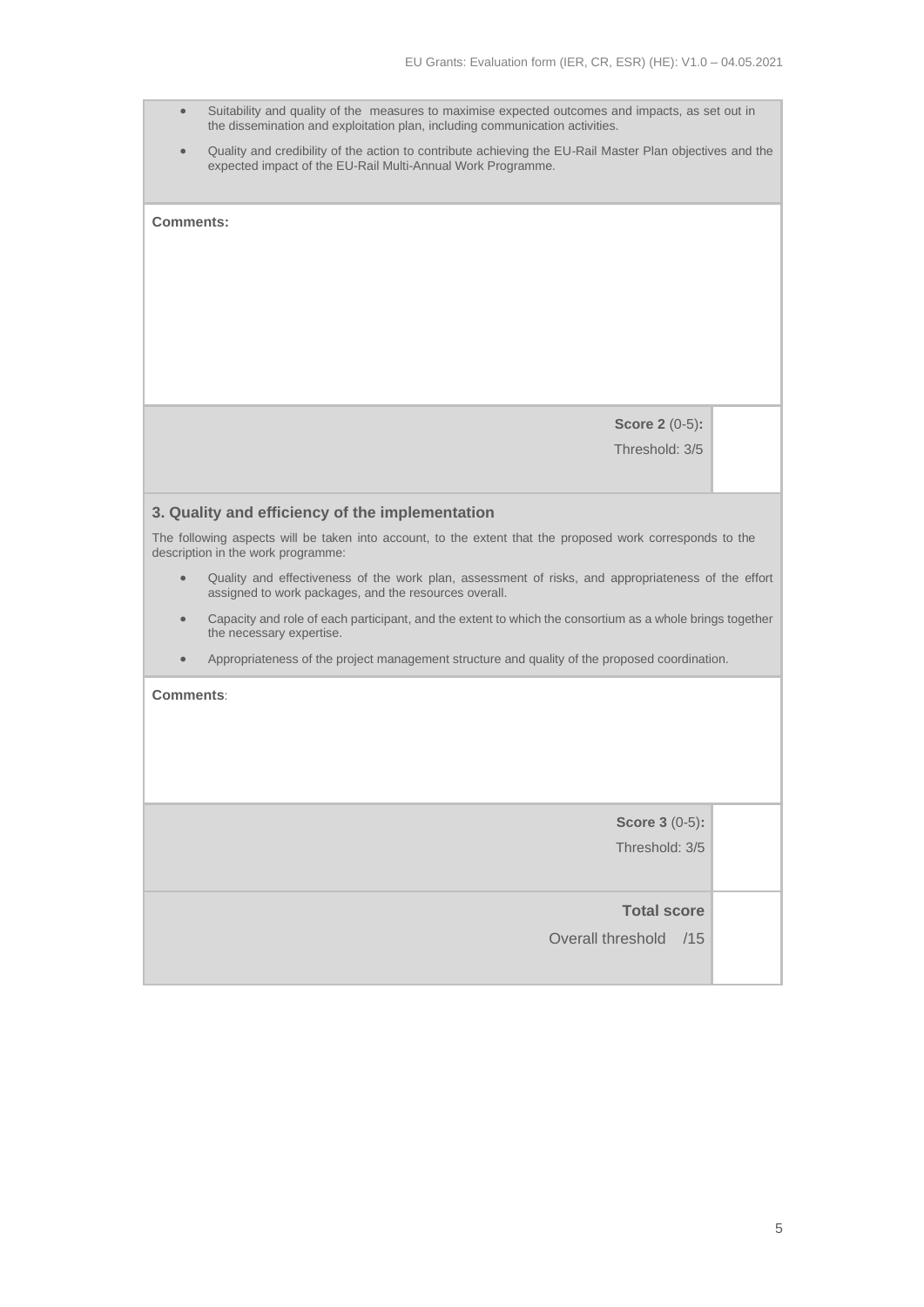- Suitability and quality of the measures to maximise expected outcomes and impacts, as set out in the dissemination and exploitation plan, including communication activities.
- Quality and credibility of the action to contribute achieving the EU-Rail Master Plan objectives and the expected impact of the EU-Rail Multi-Annual Work Programme.

**Comments:**

| **Score 2** (0-5)**:** Threshold: 3/5 | |
|---:|---|

### 3. Quality and efficiency of the implementation

The following aspects will be taken into account, to the extent that the proposed work corresponds to the description in the work programme:

- Quality and effectiveness of the work plan, assessment of risks, and appropriateness of the effort assigned to work packages, and the resources overall.
- Capacity and role of each participant, and the extent to which the consortium as a whole brings together the necessary expertise.
- Appropriateness of the project management structure and quality of the proposed coordination.

**Comments**:

| **Score 3** (0-5)**:** Threshold: 3/5 | |
|---:|---|
| **Total score** Overall threshold /15 | |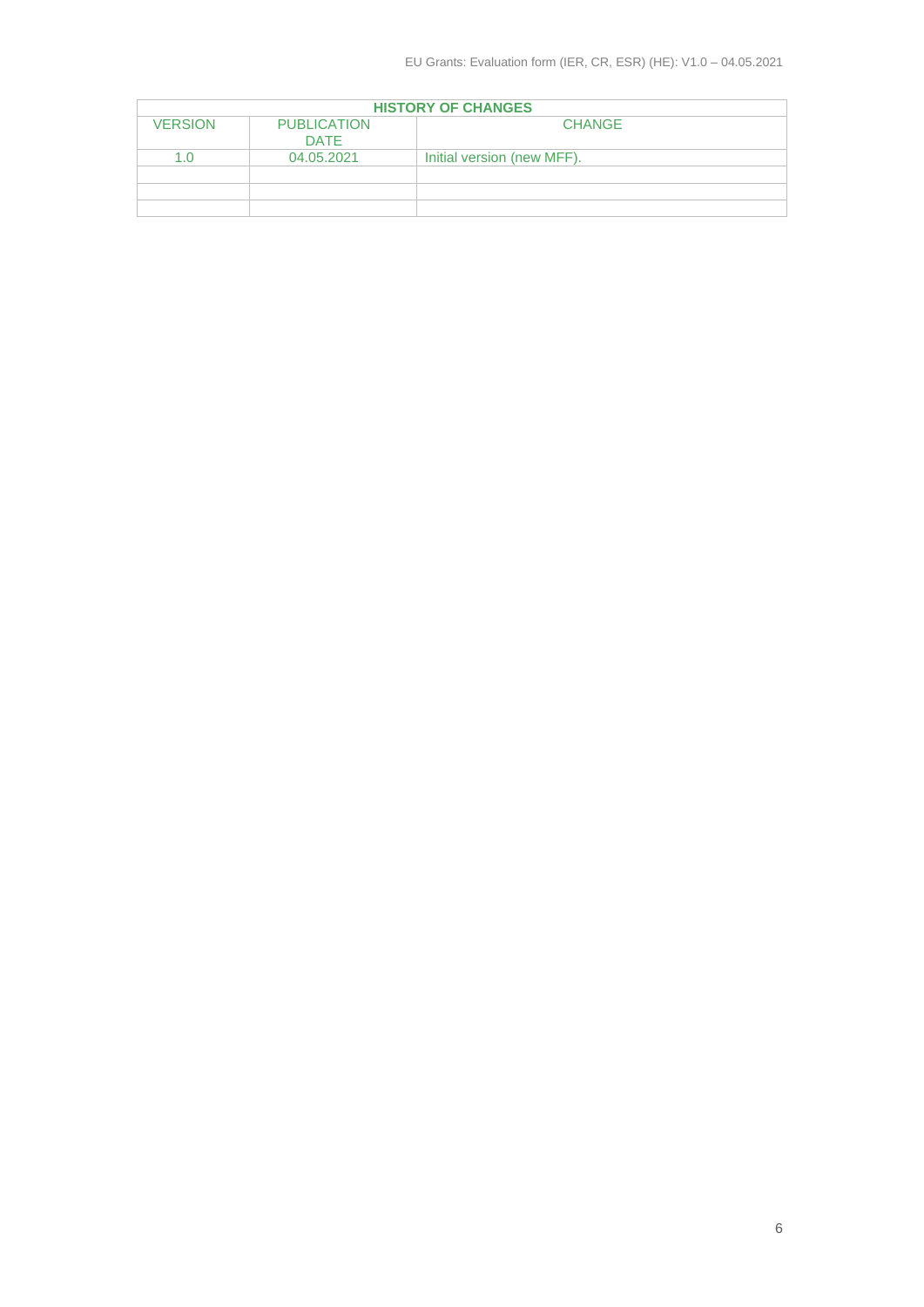| HISTORY OF CHANGES | | |
| --- | --- | --- |
| VERSION | PUBLICATION DATE | CHANGE |
| 1.0 | 04.05.2021 | Initial version (new MFF). |
| | | |
| | | |
| | | |